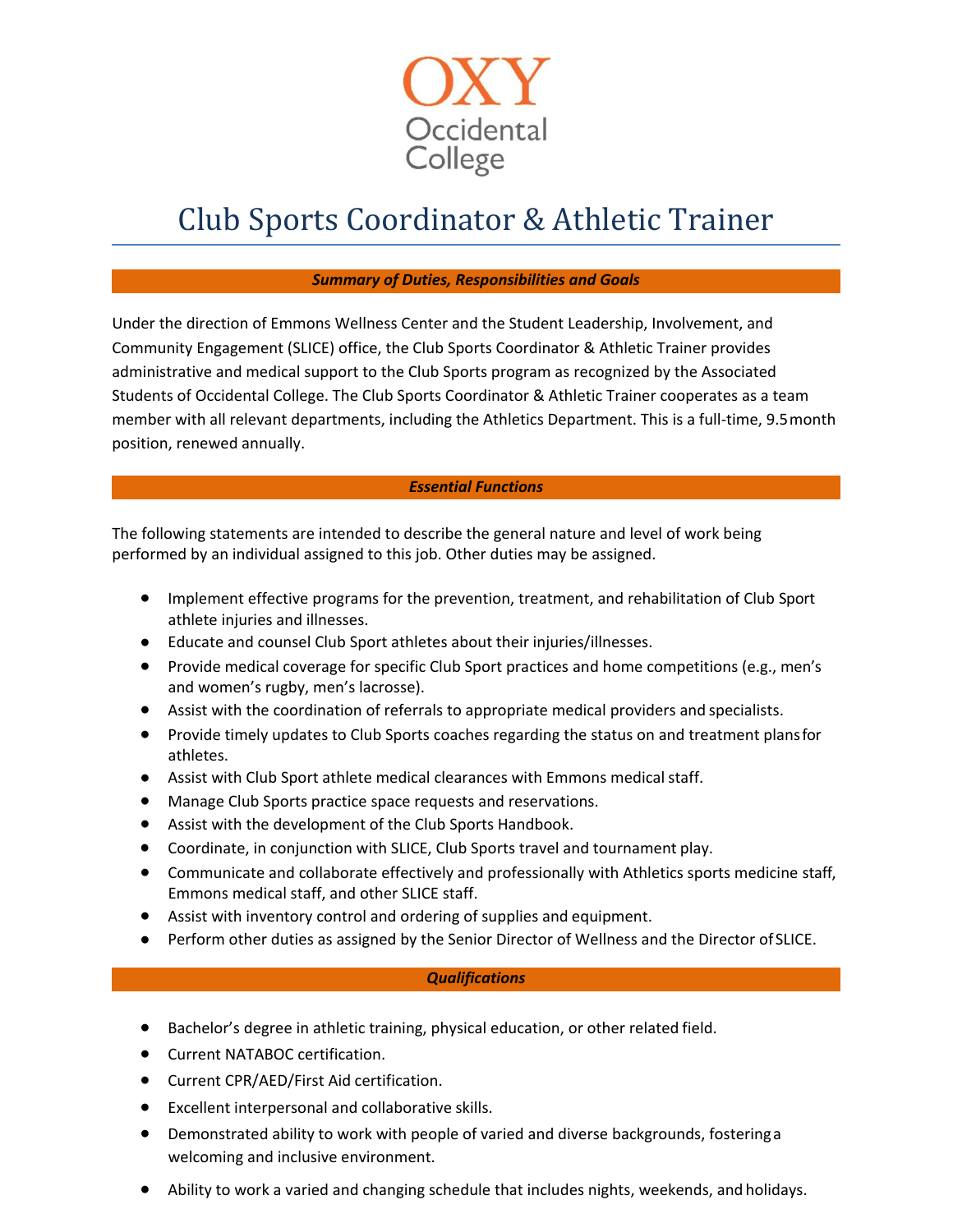OXY Occidental College

# Club Sports Coordinator & Athletic Trainer

## *Summary of Duties, Responsibilities and Goals*

Under the direction of Emmons Wellness Center and the Student Leadership, Involvement, and Community Engagement (SLICE) office, the Club Sports Coordinator & Athletic Trainer provides administrative and medical support to the Club Sports program as recognized by the Associated Students of Occidental College. The Club Sports Coordinator & Athletic Trainer cooperates as a team member with all relevant departments, including the Athletics Department. This is a full-time, 9.5 month position, renewed annually.

## *Essential Functions*

The following statements are intended to describe the general nature and level of work being performed by an individual assigned to this job. Other duties may be assigned.

- Implement effective programs for the prevention, treatment, and rehabilitation of Club Sport athlete injuries and illnesses.
- Educate and counsel Club Sport athletes about their injuries/illnesses.
- Provide medical coverage for specific Club Sport practices and home competitions (e.g., men's and women's rugby, men's lacrosse).
- Assist with the coordination of referrals to appropriate medical providers and specialists.
- Provide timely updates to Club Sports coaches regarding the status on and treatment plans for athletes.
- Assist with Club Sport athlete medical clearances with Emmons medical staff.
- Manage Club Sports practice space requests and reservations.
- Assist with the development of the Club Sports Handbook.
- Coordinate, in conjunction with SLICE, Club Sports travel and tournament play.
- Communicate and collaborate effectively and professionally with Athletics sports medicine staff, Emmons medical staff, and other SLICE staff.
- Assist with inventory control and ordering of supplies and equipment.
- Perform other duties as assigned by the Senior Director of Wellness and the Director of SLICE.

## *Qualifications*

- Bachelor's degree in athletic training, physical education, or other related field.
- Current NATABOC certification.
- Current CPR/AED/First Aid certification.
- Excellent interpersonal and collaborative skills.
- Demonstrated ability to work with people of varied and diverse backgrounds, fostering a welcoming and inclusive environment.
- Ability to work a varied and changing schedule that includes nights, weekends, and holidays.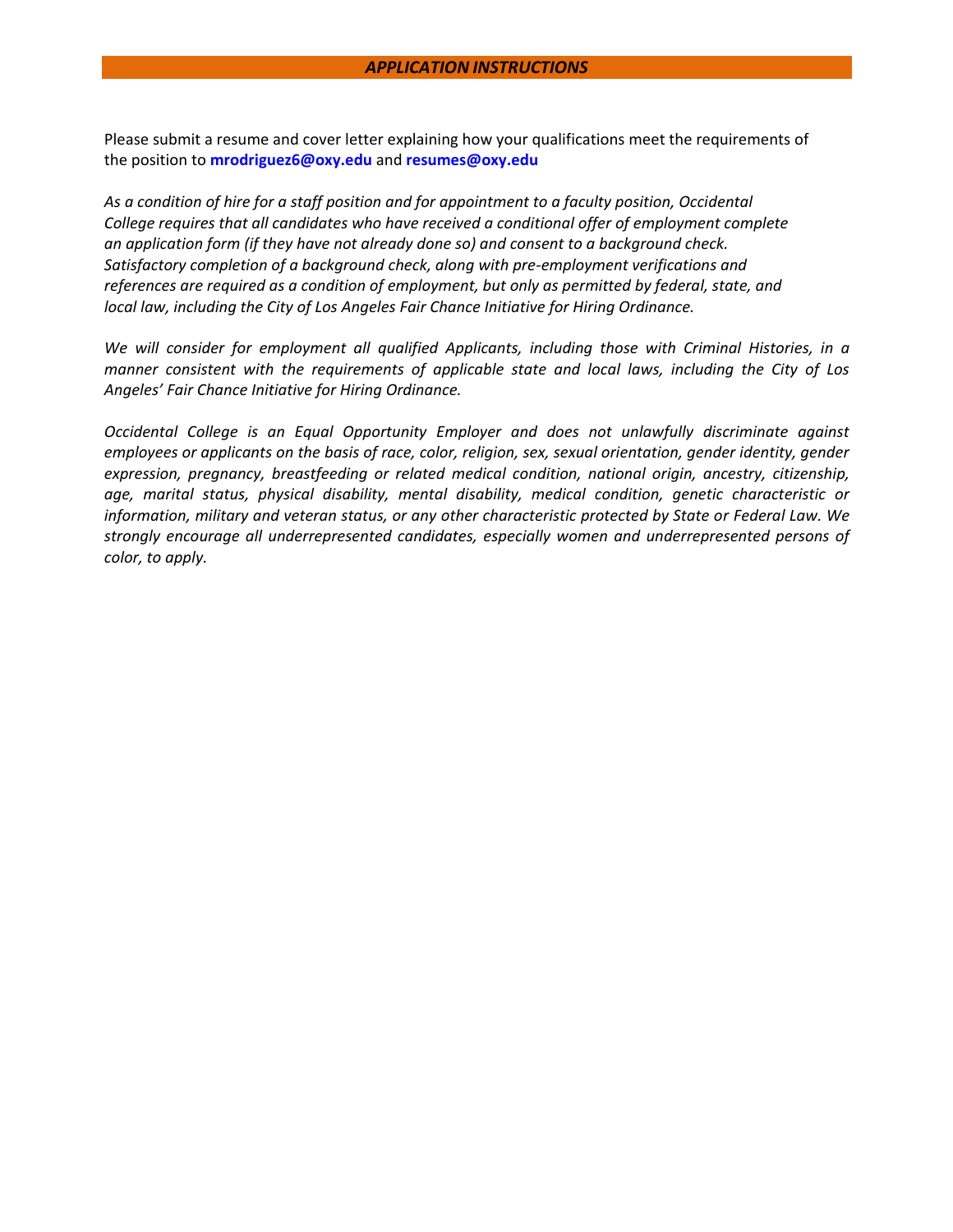## *APPLICATION INSTRUCTIONS*

Please submit a resume and cover letter explaining how your qualifications meet the requirements of the position to **mrodriguez6@oxy.edu** and **resumes@oxy.edu**

*As a condition of hire for a staff position and for appointment to a faculty position, Occidental College requires that all candidates who have received a conditional offer of employment complete an application form (if they have not already done so) and consent to a background check. Satisfactory completion of a background check, along with pre-employment verifications and references are required as a condition of employment, but only as permitted by federal, state, and local law, including the City of Los Angeles Fair Chance Initiative for Hiring Ordinance.*

*We will consider for employment all qualified Applicants, including those with Criminal Histories, in a manner consistent with the requirements of applicable state and local laws, including the City of Los Angeles' Fair Chance Initiative for Hiring Ordinance.*

*Occidental College is an Equal Opportunity Employer and does not unlawfully discriminate against employees or applicants on the basis of race, color, religion, sex, sexual orientation, gender identity, gender expression, pregnancy, breastfeeding or related medical condition, national origin, ancestry, citizenship, age, marital status, physical disability, mental disability, medical condition, genetic characteristic or information, military and veteran status, or any other characteristic protected by State or Federal Law. We strongly encourage all underrepresented candidates, especially women and underrepresented persons of color, to apply.*